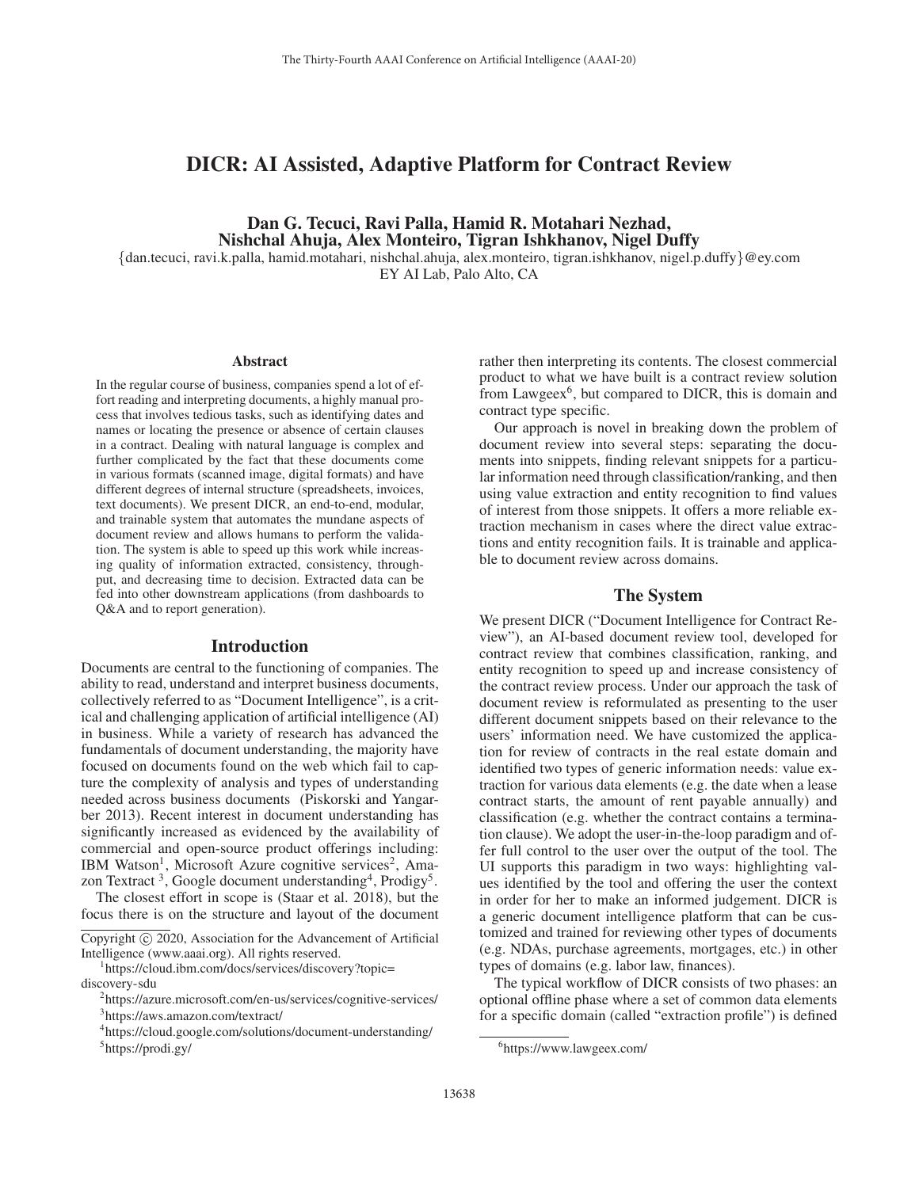# DICR: AI Assisted, Adaptive Platform for Contract Review

**Dan G. Tecuci, Ravi Palla, Hamid R. Motahari Nezhad, Nishchal Ahuja, Alex Monteiro, Tigran Ishkhanov, Nigel Duffy**

{dan.tecuci, ravi.k.palla, hamid.motahari, nishchal.ahuja, alex.monteiro, tigran.ishkhanov, nigel.p.duffy}@ey.com
EY AI Lab, Palo Alto, CA

## Abstract

In the regular course of business, companies spend a lot of effort reading and interpreting documents, a highly manual process that involves tedious tasks, such as identifying dates and names or locating the presence or absence of certain clauses in a contract. Dealing with natural language is complex and further complicated by the fact that these documents come in various formats (scanned image, digital formats) and have different degrees of internal structure (spreadsheets, invoices, text documents). We present DICR, an end-to-end, modular, and trainable system that automates the mundane aspects of document review and allows humans to perform the validation. The system is able to speed up this work while increasing quality of information extracted, consistency, throughput, and decreasing time to decision. Extracted data can be fed into other downstream applications (from dashboards to Q&A and to report generation).

## Introduction

Documents are central to the functioning of companies. The ability to read, understand and interpret business documents, collectively referred to as "Document Intelligence", is a critical and challenging application of artificial intelligence (AI) in business. While a variety of research has advanced the fundamentals of document understanding, the majority have focused on documents found on the web which fail to capture the complexity of analysis and types of understanding needed across business documents (Piskorski and Yangarber 2013). Recent interest in document understanding has significantly increased as evidenced by the availability of commercial and open-source product offerings including: IBM Watson[1], Microsoft Azure cognitive services[2], Amazon Textract [3], Google document understanding[4], Prodigy[5].

The closest effort in scope is (Staar et al. 2018), but the focus there is on the structure and layout of the document rather then interpreting its contents. The closest commercial product to what we have built is a contract review solution from Lawgeex[6], but compared to DICR, this is domain and contract type specific.

Our approach is novel in breaking down the problem of document review into several steps: separating the documents into snippets, finding relevant snippets for a particular information need through classification/ranking, and then using value extraction and entity recognition to find values of interest from those snippets. It offers a more reliable extraction mechanism in cases where the direct value extractions and entity recognition fails. It is trainable and applicable to document review across domains.

## The System

We present DICR ("Document Intelligence for Contract Review"), an AI-based document review tool, developed for contract review that combines classification, ranking, and entity recognition to speed up and increase consistency of the contract review process. Under our approach the task of document review is reformulated as presenting to the user different document snippets based on their relevance to the users' information need. We have customized the application for review of contracts in the real estate domain and identified two types of generic information needs: value extraction for various data elements (e.g. the date when a lease contract starts, the amount of rent payable annually) and classification (e.g. whether the contract contains a termination clause). We adopt the user-in-the-loop paradigm and offer full control to the user over the output of the tool. The UI supports this paradigm in two ways: highlighting values identified by the tool and offering the user the context in order for her to make an informed judgement. DICR is a generic document intelligence platform that can be customized and trained for reviewing other types of documents (e.g. NDAs, purchase agreements, mortgages, etc.) in other types of domains (e.g. labor law, finances).

The typical workflow of DICR consists of two phases: an optional offline phase where a set of common data elements for a specific domain (called "extraction profile") is defined

Copyright © 2020, Association for the Advancement of Artificial Intelligence (www.aaai.org). All rights reserved.

[1] https://cloud.ibm.com/docs/services/discovery?topic=discovery-sdu

[2] https://azure.microsoft.com/en-us/services/cognitive-services/

[3] https://aws.amazon.com/textract/

[4] https://cloud.google.com/solutions/document-understanding/

[5] https://prodi.gy/

[6] https://www.lawgeex.com/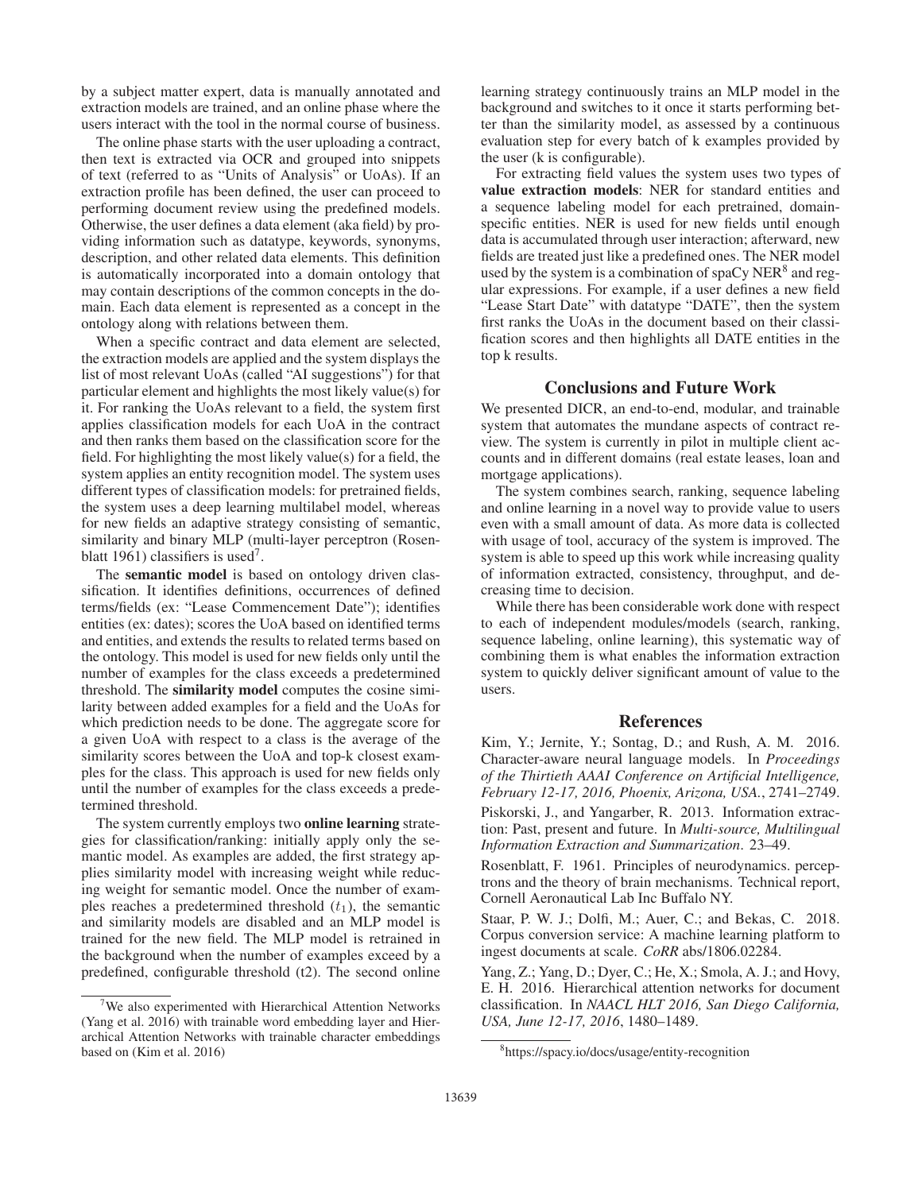by a subject matter expert, data is manually annotated and extraction models are trained, and an online phase where the users interact with the tool in the normal course of business.

The online phase starts with the user uploading a contract, then text is extracted via OCR and grouped into snippets of text (referred to as "Units of Analysis" or UoAs). If an extraction profile has been defined, the user can proceed to performing document review using the predefined models. Otherwise, the user defines a data element (aka field) by providing information such as datatype, keywords, synonyms, description, and other related data elements. This definition is automatically incorporated into a domain ontology that may contain descriptions of the common concepts in the domain. Each data element is represented as a concept in the ontology along with relations between them.

When a specific contract and data element are selected, the extraction models are applied and the system displays the list of most relevant UoAs (called "AI suggestions") for that particular element and highlights the most likely value(s) for it. For ranking the UoAs relevant to a field, the system first applies classification models for each UoA in the contract and then ranks them based on the classification score for the field. For highlighting the most likely value(s) for a field, the system applies an entity recognition model. The system uses different types of classification models: for pretrained fields, the system uses a deep learning multilabel model, whereas for new fields an adaptive strategy consisting of semantic, similarity and binary MLP (multi-layer perceptron (Rosenblatt 1961) classifiers is used[7].

The **semantic model** is based on ontology driven classification. It identifies definitions, occurrences of defined terms/fields (ex: "Lease Commencement Date"); identifies entities (ex: dates); scores the UoA based on identified terms and entities, and extends the results to related terms based on the ontology. This model is used for new fields only until the number of examples for the class exceeds a predetermined threshold. The **similarity model** computes the cosine similarity between added examples for a field and the UoAs for which prediction needs to be done. The aggregate score for a given UoA with respect to a class is the average of the similarity scores between the UoA and top-k closest examples for the class. This approach is used for new fields only until the number of examples for the class exceeds a predetermined threshold.

The system currently employs two **online learning** strategies for classification/ranking: initially apply only the semantic model. As examples are added, the first strategy applies similarity model with increasing weight while reducing weight for semantic model. Once the number of examples reaches a predetermined threshold ($t_1$), the semantic and similarity models are disabled and an MLP model is trained for the new field. The MLP model is retrained in the background when the number of examples exceed by a predefined, configurable threshold (t2). The second online learning strategy continuously trains an MLP model in the background and switches to it once it starts performing better than the similarity model, as assessed by a continuous evaluation step for every batch of k examples provided by the user (k is configurable).

For extracting field values the system uses two types of **value extraction models**: NER for standard entities and a sequence labeling model for each pretrained, domain-specific entities. NER is used for new fields until enough data is accumulated through user interaction; afterward, new fields are treated just like a predefined ones. The NER model used by the system is a combination of spaCy NER[8] and regular expressions. For example, if a user defines a new field "Lease Start Date" with datatype "DATE", then the system first ranks the UoAs in the document based on their classification scores and then highlights all DATE entities in the top k results.

## Conclusions and Future Work

We presented DICR, an end-to-end, modular, and trainable system that automates the mundane aspects of contract review. The system is currently in pilot in multiple client accounts and in different domains (real estate leases, loan and mortgage applications).

The system combines search, ranking, sequence labeling and online learning in a novel way to provide value to users even with a small amount of data. As more data is collected with usage of tool, accuracy of the system is improved. The system is able to speed up this work while increasing quality of information extracted, consistency, throughput, and decreasing time to decision.

While there has been considerable work done with respect to each of independent modules/models (search, ranking, sequence labeling, online learning), this systematic way of combining them is what enables the information extraction system to quickly deliver significant amount of value to the users.

## References

Kim, Y.; Jernite, Y.; Sontag, D.; and Rush, A. M. 2016. Character-aware neural language models. In *Proceedings of the Thirtieth AAAI Conference on Artificial Intelligence, February 12-17, 2016, Phoenix, Arizona, USA.*, 2741–2749.

Piskorski, J., and Yangarber, R. 2013. Information extraction: Past, present and future. In *Multi-source, Multilingual Information Extraction and Summarization*. 23–49.

Rosenblatt, F. 1961. Principles of neurodynamics. perceptrons and the theory of brain mechanisms. Technical report, Cornell Aeronautical Lab Inc Buffalo NY.

Staar, P. W. J.; Dolfi, M.; Auer, C.; and Bekas, C. 2018. Corpus conversion service: A machine learning platform to ingest documents at scale. *CoRR* abs/1806.02284.

Yang, Z.; Yang, D.; Dyer, C.; He, X.; Smola, A. J.; and Hovy, E. H. 2016. Hierarchical attention networks for document classification. In *NAACL HLT 2016, San Diego California, USA, June 12-17, 2016*, 1480–1489.

[7] We also experimented with Hierarchical Attention Networks (Yang et al. 2016) with trainable word embedding layer and Hierarchical Attention Networks with trainable character embeddings based on (Kim et al. 2016)

[8] https://spacy.io/docs/usage/entity-recognition